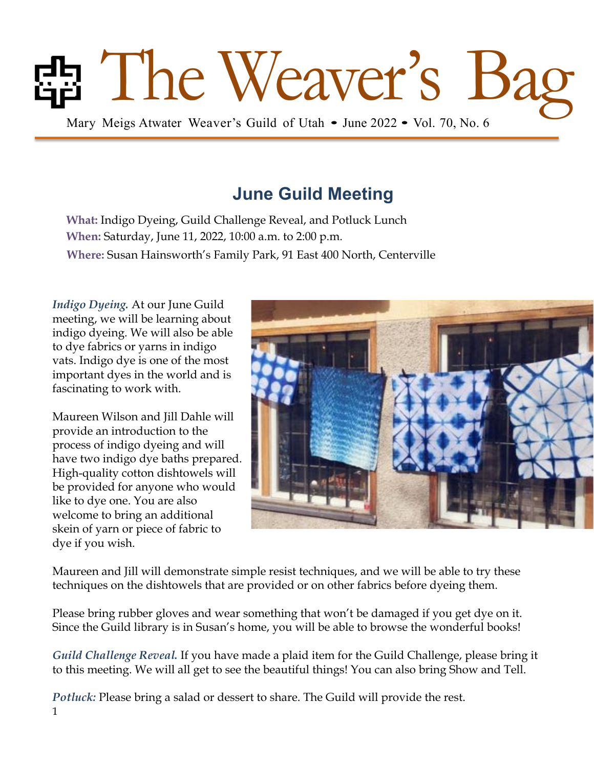# The Weaver's Bag

Mary Meigs Atwater Weaver's Guild of Utah • June 2022 • Vol. 70, No. 6

## June Guild Meeting

**What:** Indigo Dyeing, Guild Challenge Reveal, and Potluck Lunch
**When:** Saturday, June 11, 2022, 10:00 a.m. to 2:00 p.m.
**Where:** Susan Hainsworth's Family Park, 91 East 400 North, Centerville

***Indigo Dyeing.*** At our June Guild meeting, we will be learning about indigo dyeing. We will also be able to dye fabrics or yarns in indigo vats. Indigo dye is one of the most important dyes in the world and is fascinating to work with.

Maureen Wilson and Jill Dahle will provide an introduction to the process of indigo dyeing and will have two indigo dye baths prepared. High-quality cotton dishtowels will be provided for anyone who would like to dye one. You are also welcome to bring an additional skein of yarn or piece of fabric to dye if you wish.

Maureen and Jill will demonstrate simple resist techniques, and we will be able to try these techniques on the dishtowels that are provided or on other fabrics before dyeing them.

Please bring rubber gloves and wear something that won't be damaged if you get dye on it. Since the Guild library is in Susan's home, you will be able to browse the wonderful books!

***Guild Challenge Reveal.*** If you have made a plaid item for the Guild Challenge, please bring it to this meeting. We will all get to see the beautiful things! You can also bring Show and Tell.

***Potluck:*** Please bring a salad or dessert to share. The Guild will provide the rest.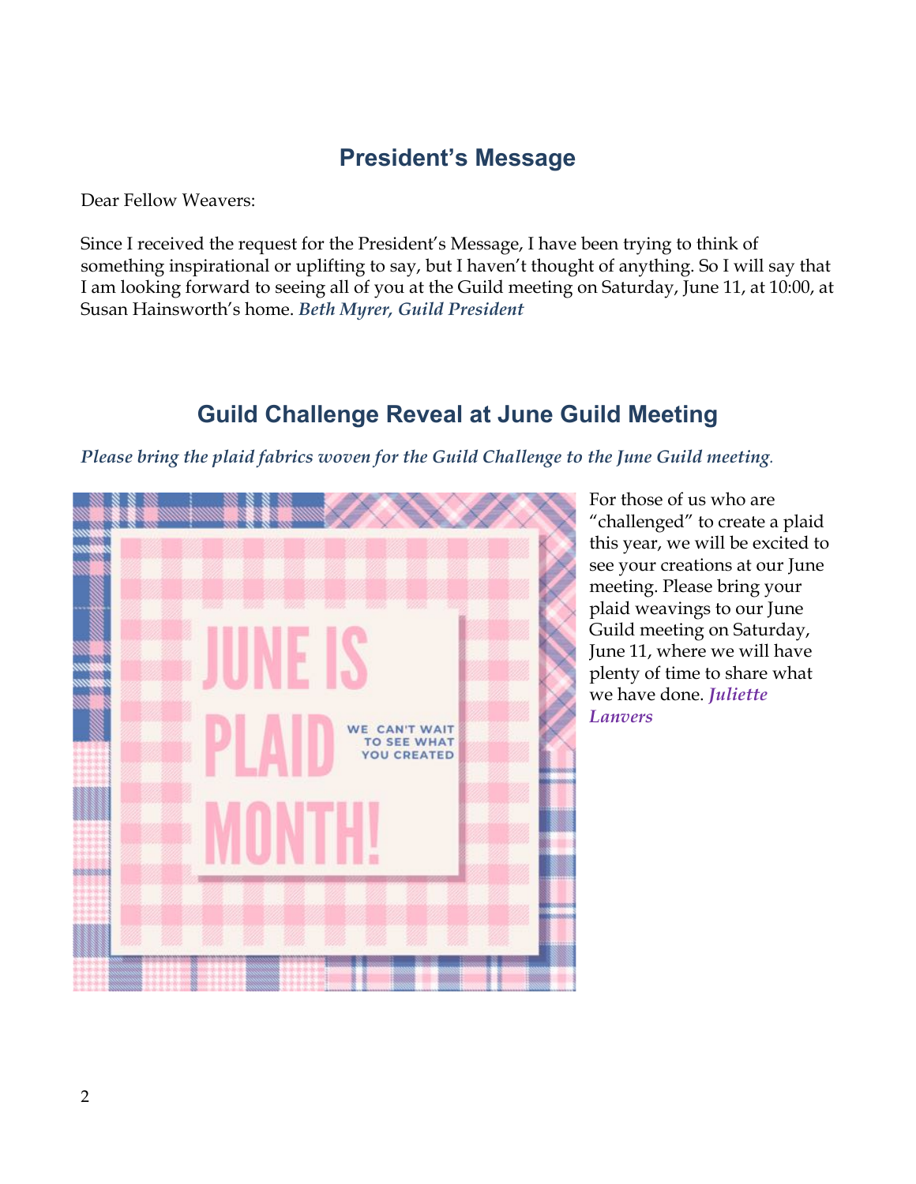## President's Message

Dear Fellow Weavers:

Since I received the request for the President's Message, I have been trying to think of something inspirational or uplifting to say, but I haven't thought of anything. So I will say that I am looking forward to seeing all of you at the Guild meeting on Saturday, June 11, at 10:00, at Susan Hainsworth's home. ***Beth Myrer, Guild President***

## Guild Challenge Reveal at June Guild Meeting

***Please bring the plaid fabrics woven for the Guild Challenge to the June Guild meeting.***

For those of us who are "challenged" to create a plaid this year, we will be excited to see your creations at our June meeting. Please bring your plaid weavings to our June Guild meeting on Saturday, June 11, where we will have plenty of time to share what we have done. ***Juliette Lanvers***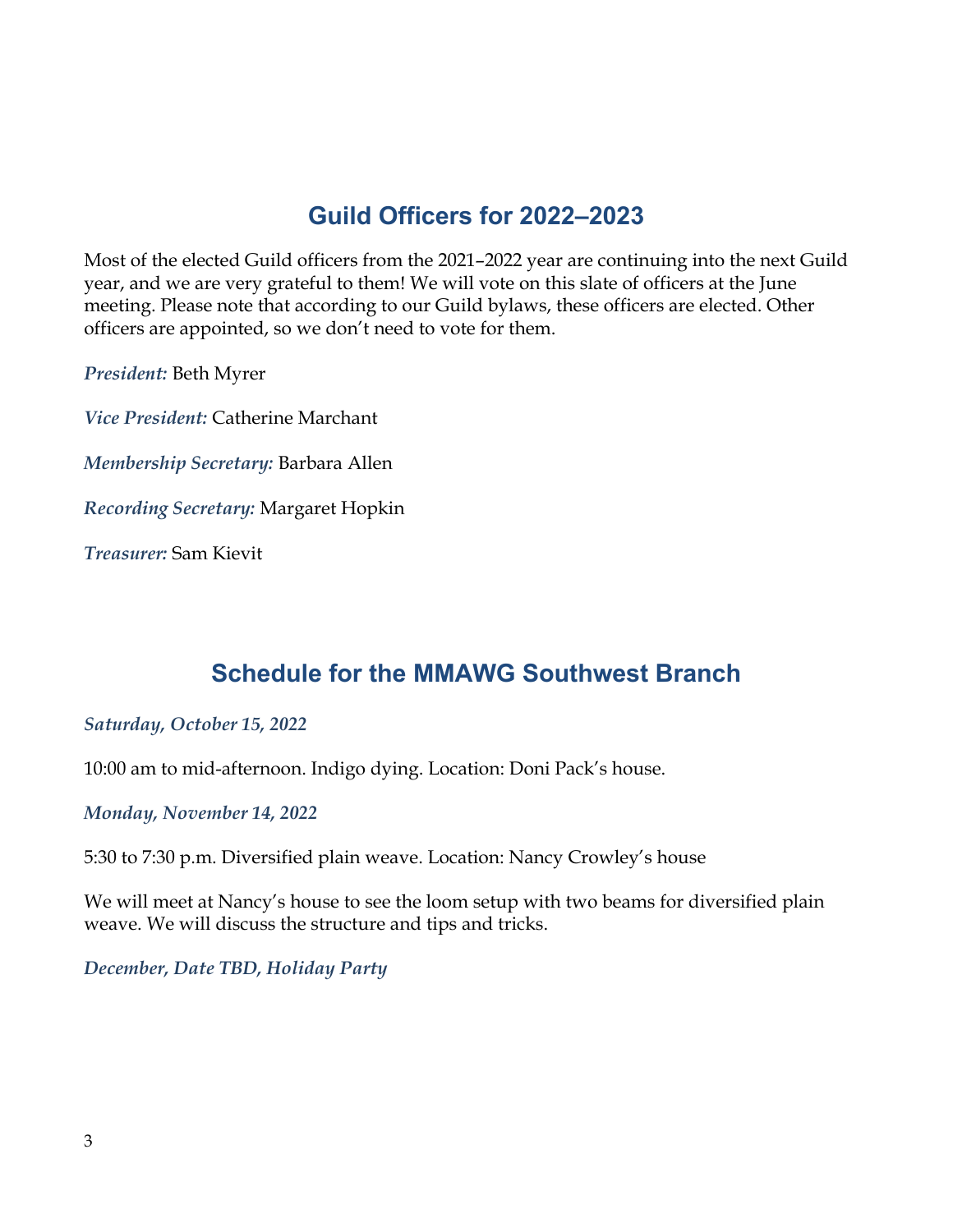## Guild Officers for 2022–2023

Most of the elected Guild officers from the 2021–2022 year are continuing into the next Guild year, and we are very grateful to them! We will vote on this slate of officers at the June meeting. Please note that according to our Guild bylaws, these officers are elected. Other officers are appointed, so we don't need to vote for them.

*President:* Beth Myrer

*Vice President:* Catherine Marchant

*Membership Secretary:* Barbara Allen

*Recording Secretary:* Margaret Hopkin

*Treasurer:* Sam Kievit

## Schedule for the MMAWG Southwest Branch

*Saturday, October 15, 2022*

10:00 am to mid-afternoon. Indigo dying. Location: Doni Pack's house.

*Monday, November 14, 2022*

5:30 to 7:30 p.m. Diversified plain weave. Location: Nancy Crowley's house

We will meet at Nancy's house to see the loom setup with two beams for diversified plain weave. We will discuss the structure and tips and tricks.

*December, Date TBD, Holiday Party*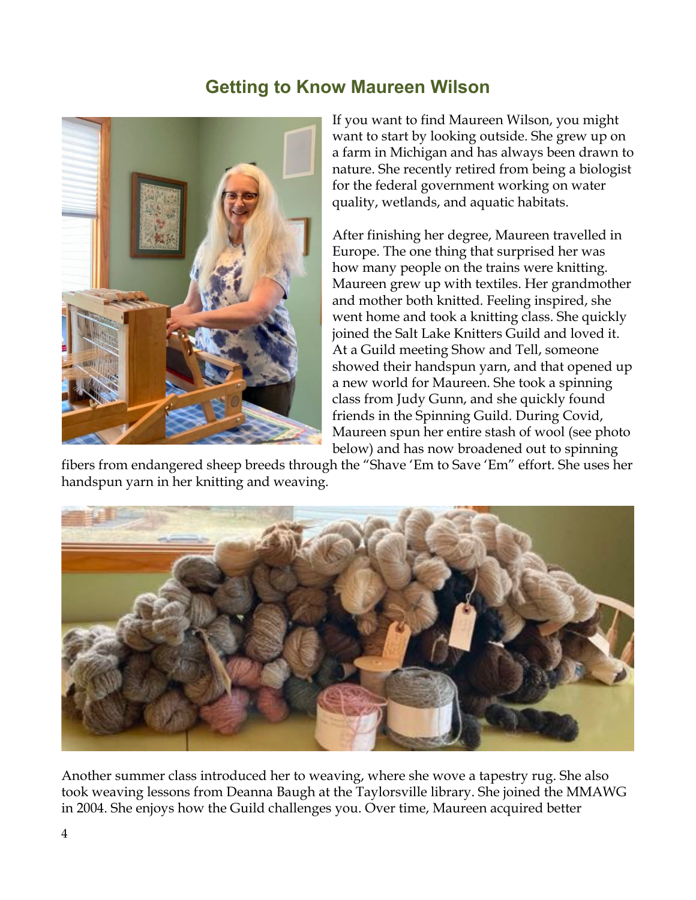## Getting to Know Maureen Wilson

If you want to find Maureen Wilson, you might want to start by looking outside. She grew up on a farm in Michigan and has always been drawn to nature. She recently retired from being a biologist for the federal government working on water quality, wetlands, and aquatic habitats.

After finishing her degree, Maureen travelled in Europe. The one thing that surprised her was how many people on the trains were knitting. Maureen grew up with textiles. Her grandmother and mother both knitted. Feeling inspired, she went home and took a knitting class. She quickly joined the Salt Lake Knitters Guild and loved it. At a Guild meeting Show and Tell, someone showed their handspun yarn, and that opened up a new world for Maureen. She took a spinning class from Judy Gunn, and she quickly found friends in the Spinning Guild. During Covid, Maureen spun her entire stash of wool (see photo below) and has now broadened out to spinning fibers from endangered sheep breeds through the "Shave 'Em to Save 'Em" effort. She uses her handspun yarn in her knitting and weaving.

Another summer class introduced her to weaving, where she wove a tapestry rug. She also took weaving lessons from Deanna Baugh at the Taylorsville library. She joined the MMAWG in 2004. She enjoys how the Guild challenges you. Over time, Maureen acquired better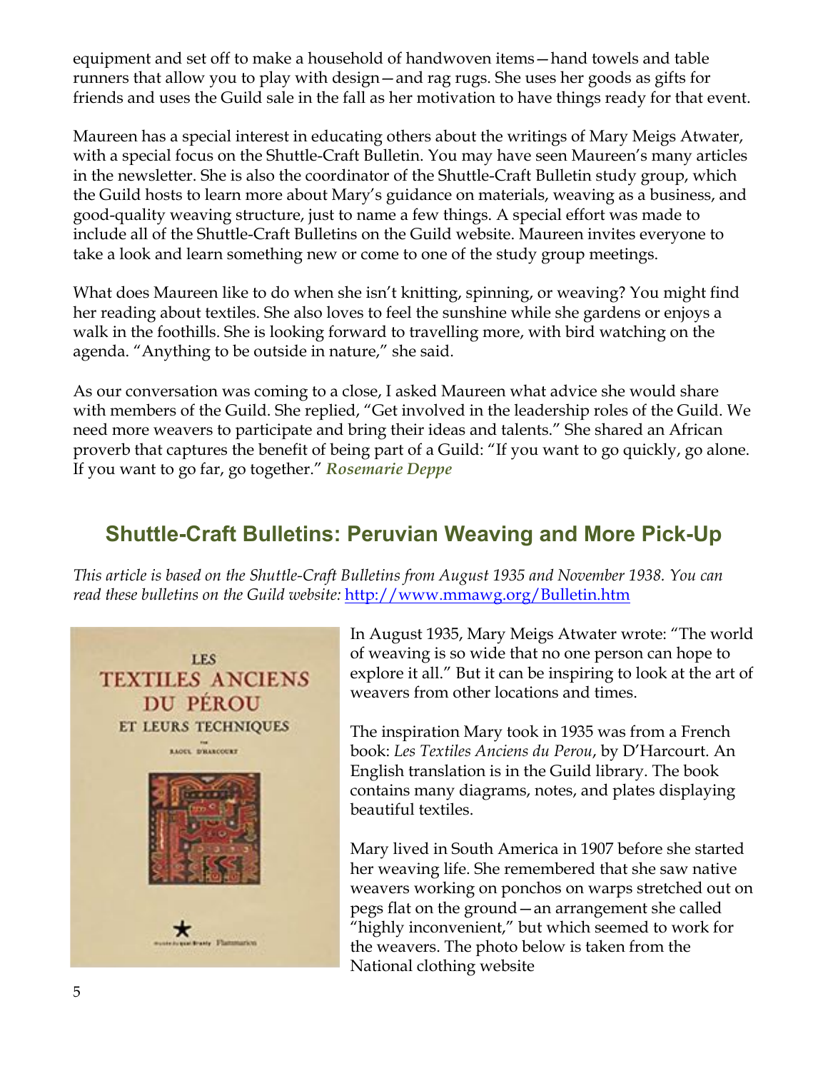equipment and set off to make a household of handwoven items—hand towels and table runners that allow you to play with design—and rag rugs. She uses her goods as gifts for friends and uses the Guild sale in the fall as her motivation to have things ready for that event.

Maureen has a special interest in educating others about the writings of Mary Meigs Atwater, with a special focus on the Shuttle-Craft Bulletin. You may have seen Maureen's many articles in the newsletter. She is also the coordinator of the Shuttle-Craft Bulletin study group, which the Guild hosts to learn more about Mary's guidance on materials, weaving as a business, and good-quality weaving structure, just to name a few things. A special effort was made to include all of the Shuttle-Craft Bulletins on the Guild website. Maureen invites everyone to take a look and learn something new or come to one of the study group meetings.

What does Maureen like to do when she isn't knitting, spinning, or weaving? You might find her reading about textiles. She also loves to feel the sunshine while she gardens or enjoys a walk in the foothills. She is looking forward to travelling more, with bird watching on the agenda. "Anything to be outside in nature," she said.

As our conversation was coming to a close, I asked Maureen what advice she would share with members of the Guild. She replied, "Get involved in the leadership roles of the Guild. We need more weavers to participate and bring their ideas and talents." She shared an African proverb that captures the benefit of being part of a Guild: "If you want to go quickly, go alone. If you want to go far, go together." ***Rosemarie Deppe***

## Shuttle-Craft Bulletins: Peruvian Weaving and More Pick-Up

*This article is based on the Shuttle-Craft Bulletins from August 1935 and November 1938. You can read these bulletins on the Guild website:* http://www.mmawg.org/Bulletin.htm

LES TEXTILES ANCIENS DU PÉROU ET LEURS TECHNIQUES

In August 1935, Mary Meigs Atwater wrote: "The world of weaving is so wide that no one person can hope to explore it all." But it can be inspiring to look at the art of weavers from other locations and times.

The inspiration Mary took in 1935 was from a French book: *Les Textiles Anciens du Perou*, by D'Harcourt. An English translation is in the Guild library. The book contains many diagrams, notes, and plates displaying beautiful textiles.

Mary lived in South America in 1907 before she started her weaving life. She remembered that she saw native weavers working on ponchos on warps stretched out on pegs flat on the ground—an arrangement she called "highly inconvenient," but which seemed to work for the weavers. The photo below is taken from the National clothing website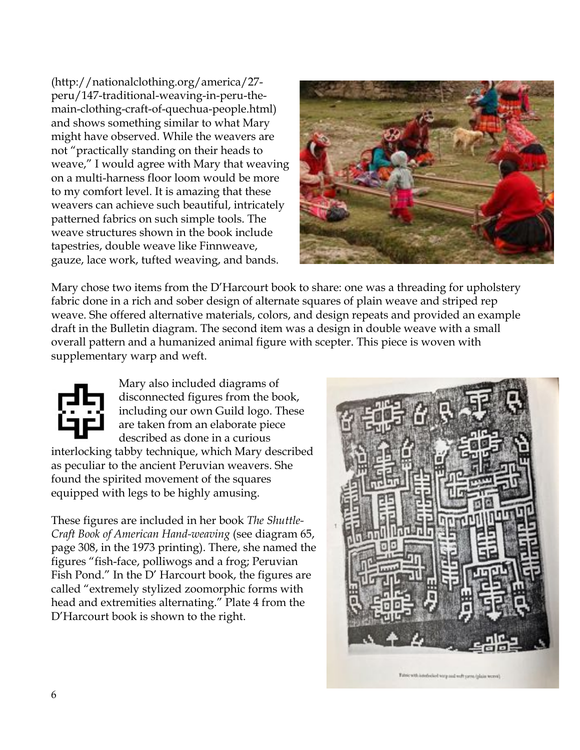(http://nationalclothing.org/america/27-peru/147-traditional-weaving-in-peru-the-main-clothing-craft-of-quechua-people.html) and shows something similar to what Mary might have observed. While the weavers are not "practically standing on their heads to weave," I would agree with Mary that weaving on a multi-harness floor loom would be more to my comfort level. It is amazing that these weavers can achieve such beautiful, intricately patterned fabrics on such simple tools. The weave structures shown in the book include tapestries, double weave like Finnweave, gauze, lace work, tufted weaving, and bands.

Mary chose two items from the D'Harcourt book to share: one was a threading for upholstery fabric done in a rich and sober design of alternate squares of plain weave and striped rep weave. She offered alternative materials, colors, and design repeats and provided an example draft in the Bulletin diagram. The second item was a design in double weave with a small overall pattern and a humanized animal figure with scepter. This piece is woven with supplementary warp and weft.

Mary also included diagrams of disconnected figures from the book, including our own Guild logo. These are taken from an elaborate piece described as done in a curious interlocking tabby technique, which Mary described as peculiar to the ancient Peruvian weavers. She found the spirited movement of the squares equipped with legs to be highly amusing.

These figures are included in her book *The Shuttle-Craft Book of American Hand-weaving* (see diagram 65, page 308, in the 1973 printing). There, she named the figures "fish-face, polliwogs and a frog; Peruvian Fish Pond." In the D' Harcourt book, the figures are called "extremely stylized zoomorphic forms with head and extremities alternating." Plate 4 from the D'Harcourt book is shown to the right.

Fabric with interlocked warp and weft yarns (plain weave)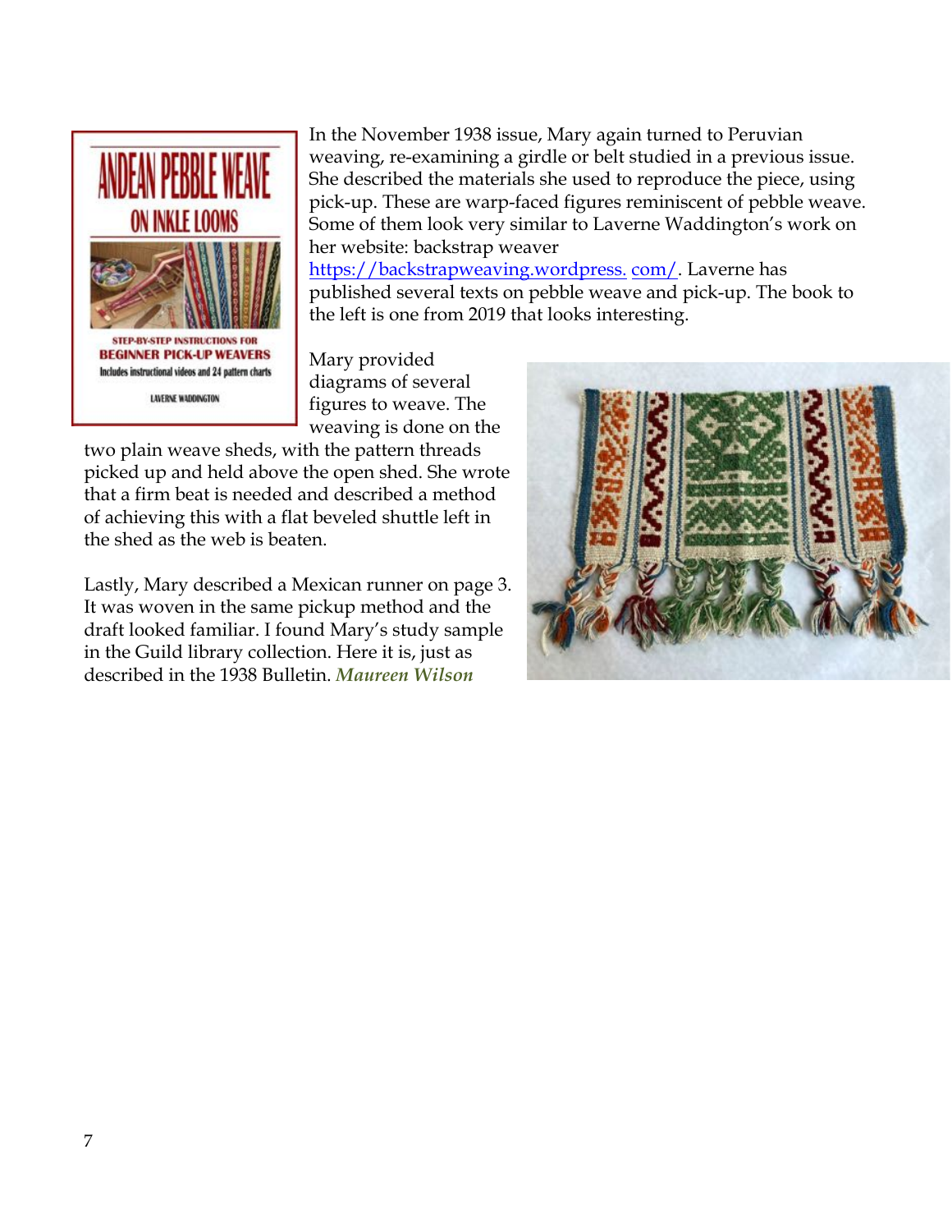In the November 1938 issue, Mary again turned to Peruvian weaving, re-examining a girdle or belt studied in a previous issue. She described the materials she used to reproduce the piece, using pick-up. These are warp-faced figures reminiscent of pebble weave. Some of them look very similar to Laverne Waddington's work on her website: backstrap weaver https://backstrapweaving.wordpress.com/. Laverne has published several texts on pebble weave and pick-up. The book to the left is one from 2019 that looks interesting.

Mary provided diagrams of several figures to weave. The weaving is done on the two plain weave sheds, with the pattern threads picked up and held above the open shed. She wrote that a firm beat is needed and described a method of achieving this with a flat beveled shuttle left in the shed as the web is beaten.

Lastly, Mary described a Mexican runner on page 3. It was woven in the same pickup method and the draft looked familiar. I found Mary's study sample in the Guild library collection. Here it is, just as described in the 1938 Bulletin. ***Maureen Wilson***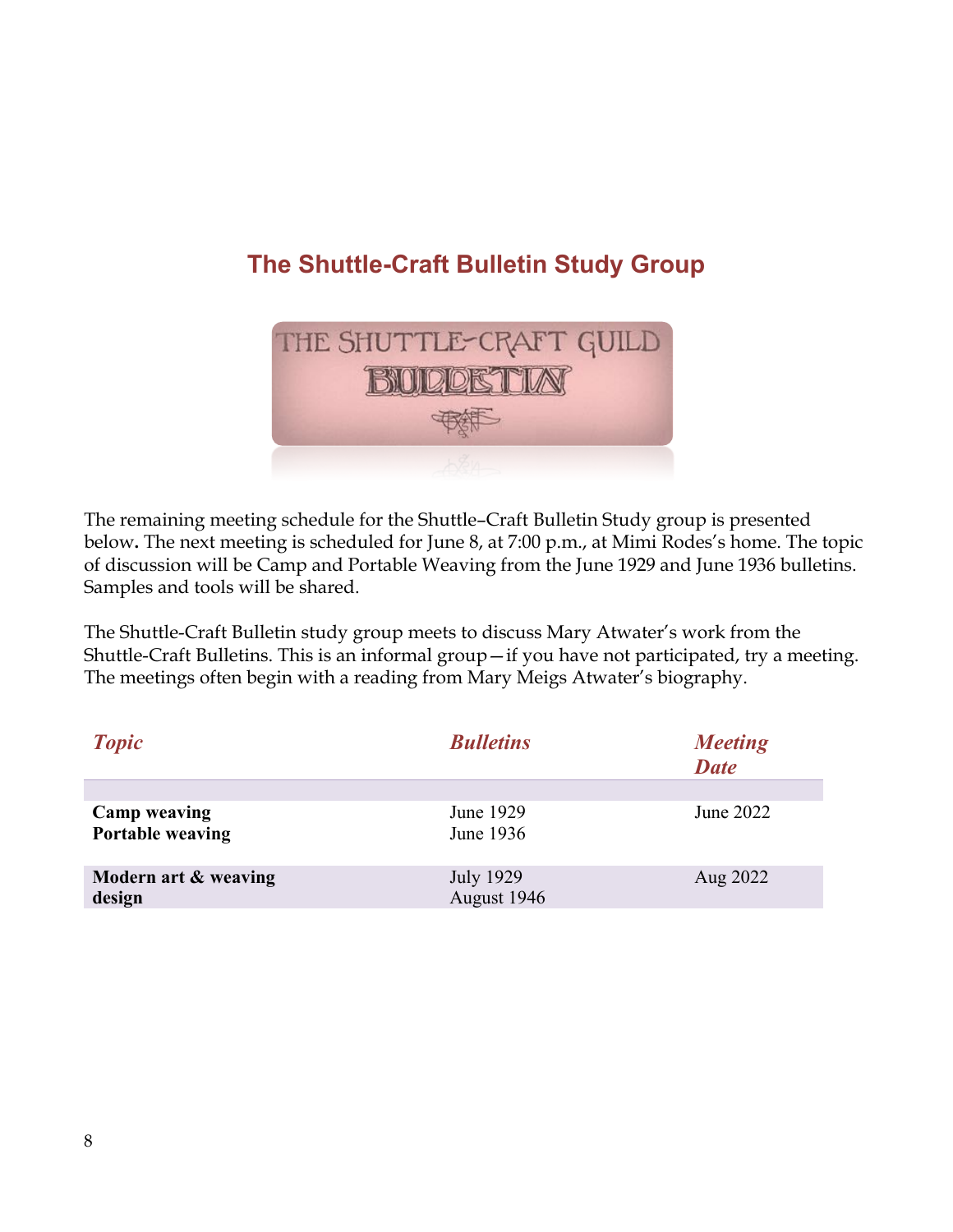## The Shuttle-Craft Bulletin Study Group

The remaining meeting schedule for the Shuttle–Craft Bulletin Study group is presented below**.** The next meeting is scheduled for June 8, at 7:00 p.m., at Mimi Rodes's home. The topic of discussion will be Camp and Portable Weaving from the June 1929 and June 1936 bulletins. Samples and tools will be shared.

The Shuttle-Craft Bulletin study group meets to discuss Mary Atwater's work from the Shuttle-Craft Bulletins. This is an informal group—if you have not participated, try a meeting. The meetings often begin with a reading from Mary Meigs Atwater's biography.

| *Topic* | *Bulletins* | *Meeting Date* |
|---|---|---|
| **Camp weaving**<br>**Portable weaving** | June 1929<br>June 1936 | June 2022 |
| **Modern art & weaving design** | July 1929<br>August 1946 | Aug 2022 |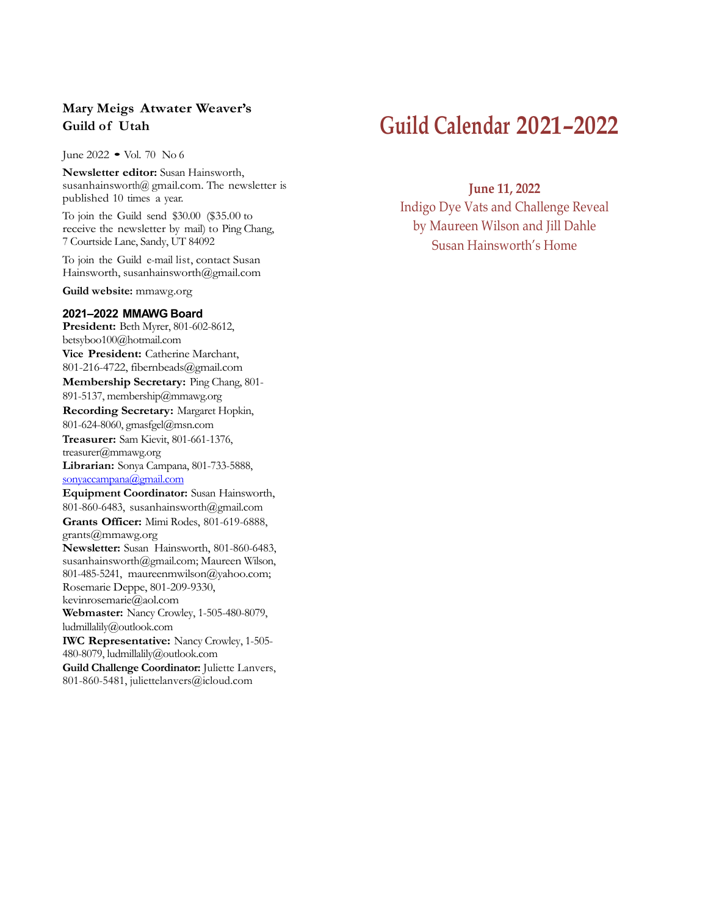**Mary Meigs Atwater Weaver's Guild of Utah**

June 2022 • Vol. 70 No 6

**Newsletter editor:** Susan Hainsworth, susanhainsworth@ gmail.com. The newsletter is published 10 times a year.

To join the Guild send $30.00 ($35.00 to receive the newsletter by mail) to Ping Chang, 7 Courtside Lane, Sandy, UT 84092

To join the Guild e-mail list, contact Susan Hainsworth, susanhainsworth@gmail.com

**Guild website:** mmawg.org

**2021–2022 MMAWG Board**

**President:** Beth Myrer, 801-602-8612, betsyboo100@hotmail.com
**Vice President:** Catherine Marchant, 801-216-4722, fibernbeads@gmail.com
**Membership Secretary:** Ping Chang, 801-891-5137, membership@mmawg.org
**Recording Secretary:** Margaret Hopkin, 801-624-8060, gmasfgel@msn.com
**Treasurer:** Sam Kievit, 801-661-1376, treasurer@mmawg.org
**Librarian:** Sonya Campana, 801-733-5888, sonyaccampana@gmail.com
**Equipment Coordinator:** Susan Hainsworth, 801-860-6483, susanhainsworth@gmail.com
**Grants Officer:** Mimi Rodes, 801-619-6888, grants@mmawg.org
**Newsletter:** Susan Hainsworth, 801-860-6483, susanhainsworth@gmail.com; Maureen Wilson, 801-485-5241, maureenmwilson@yahoo.com; Rosemarie Deppe, 801-209-9330, kevinrosemarie@aol.com
**Webmaster:** Nancy Crowley, 1-505-480-8079, ludmillalily@outlook.com
**IWC Representative:** Nancy Crowley, 1-505-480-8079, ludmillalily@outlook.com
**Guild Challenge Coordinator:** Juliette Lanvers, 801-860-5481, juliettelanvers@icloud.com

# Guild Calendar 2021–2022

**June 11, 2022**
Indigo Dye Vats and Challenge Reveal
by Maureen Wilson and Jill Dahle
Susan Hainsworth's Home